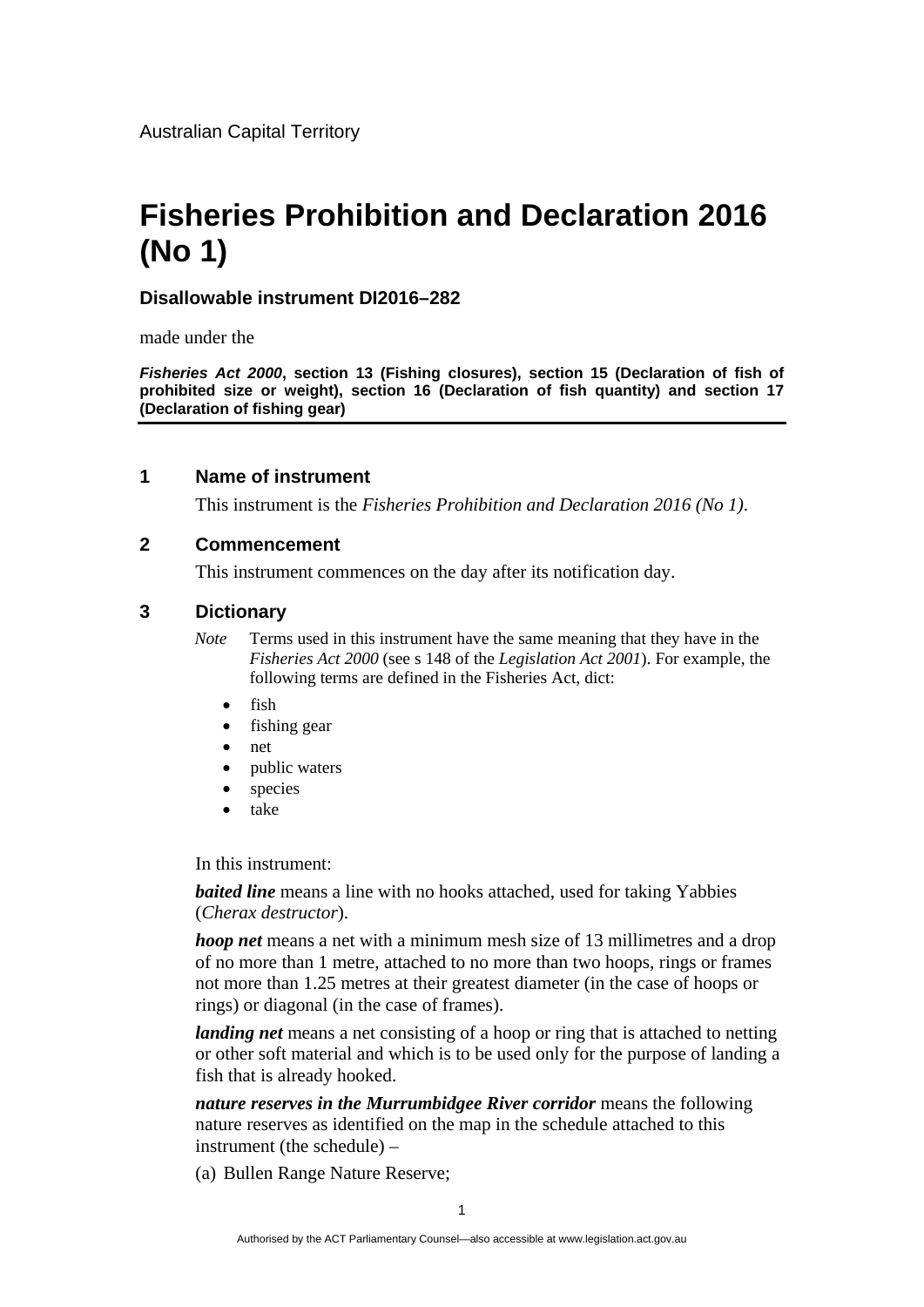Australian Capital Territory

# Fisheries Prohibition and Declaration 2016 (No 1)

### Disallowable instrument DI2016–282

made under the

***Fisheries Act 2000*, section 13 (Fishing closures), section 15 (Declaration of fish of prohibited size or weight), section 16 (Declaration of fish quantity) and section 17 (Declaration of fishing gear)**

## 1 Name of instrument

This instrument is the *Fisheries Prohibition and Declaration 2016 (No 1)*.

## 2 Commencement

This instrument commences on the day after its notification day.

## 3 Dictionary

*Note* Terms used in this instrument have the same meaning that they have in the *Fisheries Act 2000* (see s 148 of the *Legislation Act 2001*). For example, the following terms are defined in the Fisheries Act, dict:

- fish
- fishing gear
- net
- public waters
- species
- take

In this instrument:

***baited line*** means a line with no hooks attached, used for taking Yabbies (*Cherax destructor*).

***hoop net*** means a net with a minimum mesh size of 13 millimetres and a drop of no more than 1 metre, attached to no more than two hoops, rings or frames not more than 1.25 metres at their greatest diameter (in the case of hoops or rings) or diagonal (in the case of frames).

***landing net*** means a net consisting of a hoop or ring that is attached to netting or other soft material and which is to be used only for the purpose of landing a fish that is already hooked.

***nature reserves in the Murrumbidgee River corridor*** means the following nature reserves as identified on the map in the schedule attached to this instrument (the schedule) –

(a) Bullen Range Nature Reserve;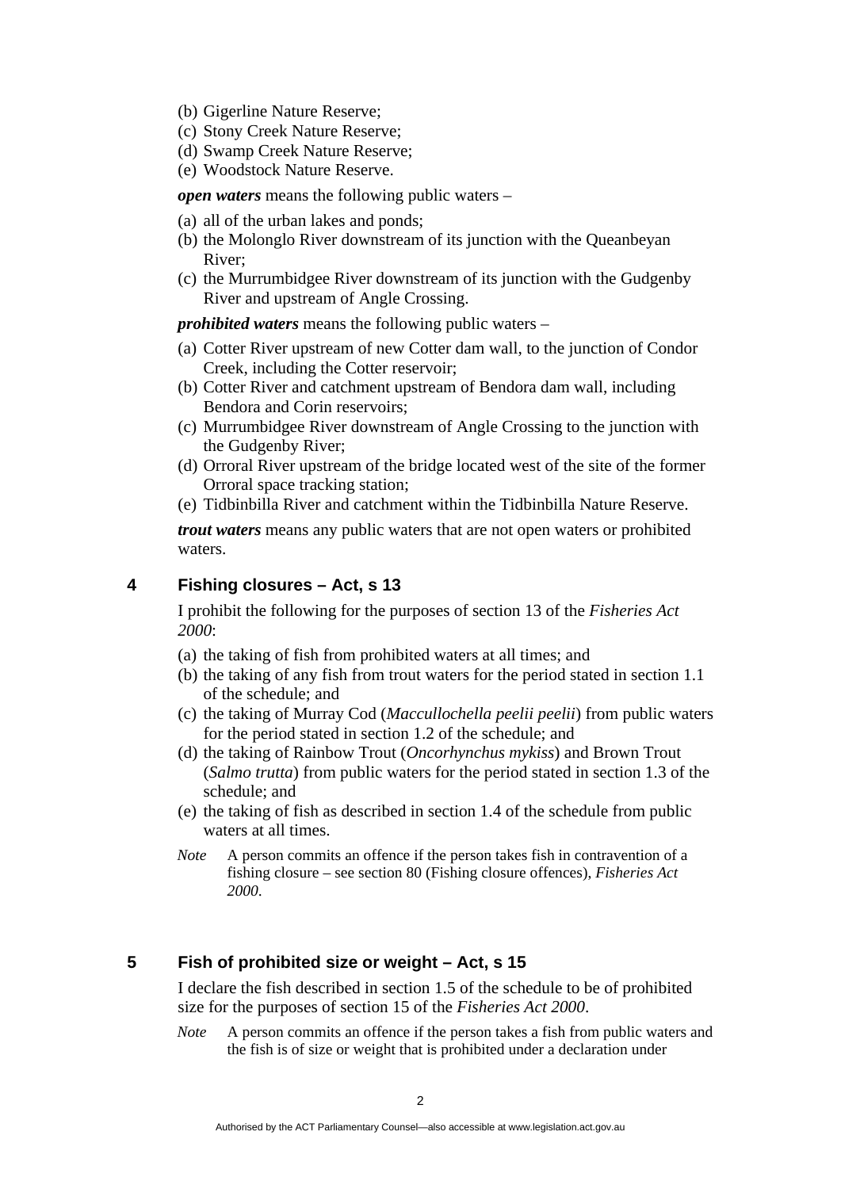(b) Gigerline Nature Reserve;
(c) Stony Creek Nature Reserve;
(d) Swamp Creek Nature Reserve;
(e) Woodstock Nature Reserve.

***open waters*** means the following public waters –

(a) all of the urban lakes and ponds;
(b) the Molonglo River downstream of its junction with the Queanbeyan River;
(c) the Murrumbidgee River downstream of its junction with the Gudgenby River and upstream of Angle Crossing.

***prohibited waters*** means the following public waters –

(a) Cotter River upstream of new Cotter dam wall, to the junction of Condor Creek, including the Cotter reservoir;
(b) Cotter River and catchment upstream of Bendora dam wall, including Bendora and Corin reservoirs;
(c) Murrumbidgee River downstream of Angle Crossing to the junction with the Gudgenby River;
(d) Orroral River upstream of the bridge located west of the site of the former Orroral space tracking station;
(e) Tidbinbilla River and catchment within the Tidbinbilla Nature Reserve.

***trout waters*** means any public waters that are not open waters or prohibited waters.

## 4 Fishing closures – Act, s 13

I prohibit the following for the purposes of section 13 of the *Fisheries Act 2000*:

(a) the taking of fish from prohibited waters at all times; and
(b) the taking of any fish from trout waters for the period stated in section 1.1 of the schedule; and
(c) the taking of Murray Cod (*Maccullochella peelii peelii*) from public waters for the period stated in section 1.2 of the schedule; and
(d) the taking of Rainbow Trout (*Oncorhynchus mykiss*) and Brown Trout (*Salmo trutta*) from public waters for the period stated in section 1.3 of the schedule; and
(e) the taking of fish as described in section 1.4 of the schedule from public waters at all times.

*Note* A person commits an offence if the person takes fish in contravention of a fishing closure – see section 80 (Fishing closure offences), *Fisheries Act 2000*.

## 5 Fish of prohibited size or weight – Act, s 15

I declare the fish described in section 1.5 of the schedule to be of prohibited size for the purposes of section 15 of the *Fisheries Act 2000*.

*Note* A person commits an offence if the person takes a fish from public waters and the fish is of size or weight that is prohibited under a declaration under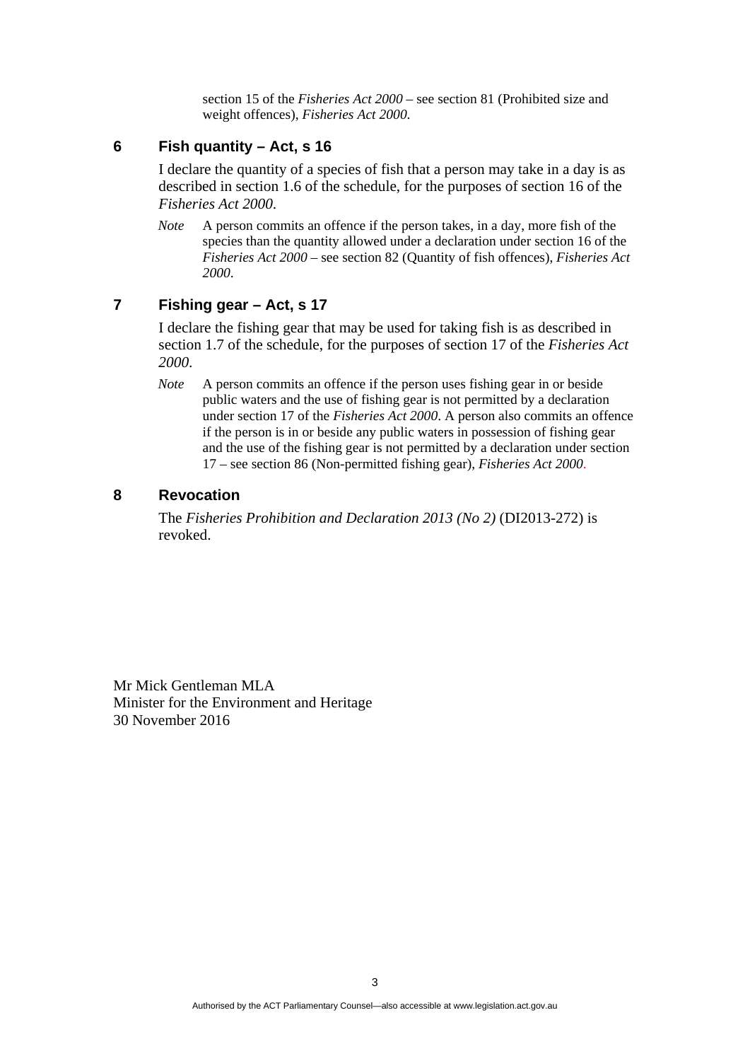section 15 of the *Fisheries Act 2000* – see section 81 (Prohibited size and weight offences), *Fisheries Act 2000.*

## 6 Fish quantity – Act, s 16

I declare the quantity of a species of fish that a person may take in a day is as described in section 1.6 of the schedule, for the purposes of section 16 of the *Fisheries Act 2000*.

*Note* A person commits an offence if the person takes, in a day, more fish of the species than the quantity allowed under a declaration under section 16 of the *Fisheries Act 2000* – see section 82 (Quantity of fish offences), *Fisheries Act 2000.*

## 7 Fishing gear – Act, s 17

I declare the fishing gear that may be used for taking fish is as described in section 1.7 of the schedule, for the purposes of section 17 of the *Fisheries Act 2000*.

*Note* A person commits an offence if the person uses fishing gear in or beside public waters and the use of fishing gear is not permitted by a declaration under section 17 of the *Fisheries Act 2000*. A person also commits an offence if the person is in or beside any public waters in possession of fishing gear and the use of the fishing gear is not permitted by a declaration under section 17 – see section 86 (Non-permitted fishing gear), *Fisheries Act 2000*.

## 8 Revocation

The *Fisheries Prohibition and Declaration 2013 (No 2)* (DI2013-272) is revoked.

Mr Mick Gentleman MLA
Minister for the Environment and Heritage
30 November 2016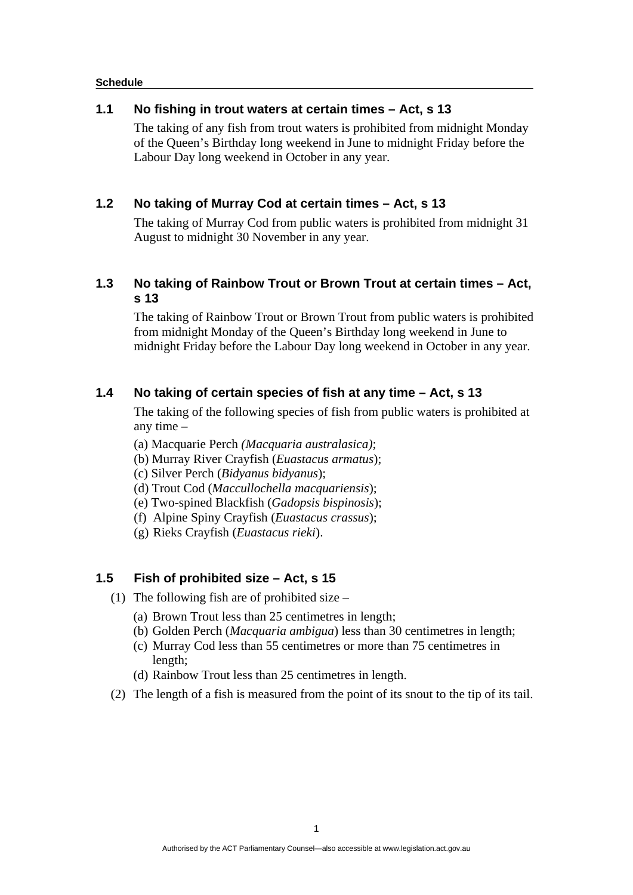**Schedule**

### 1.1 No fishing in trout waters at certain times – Act, s 13

The taking of any fish from trout waters is prohibited from midnight Monday of the Queen's Birthday long weekend in June to midnight Friday before the Labour Day long weekend in October in any year.

### 1.2 No taking of Murray Cod at certain times – Act, s 13

The taking of Murray Cod from public waters is prohibited from midnight 31 August to midnight 30 November in any year.

### 1.3 No taking of Rainbow Trout or Brown Trout at certain times – Act, s 13

The taking of Rainbow Trout or Brown Trout from public waters is prohibited from midnight Monday of the Queen's Birthday long weekend in June to midnight Friday before the Labour Day long weekend in October in any year.

### 1.4 No taking of certain species of fish at any time – Act, s 13

The taking of the following species of fish from public waters is prohibited at any time –

(a) Macquarie Perch *(Macquaria australasica)*;
(b) Murray River Crayfish (*Euastacus armatus*);
(c) Silver Perch (*Bidyanus bidyanus*);
(d) Trout Cod (*Maccullochella macquariensis*);
(e) Two-spined Blackfish (*Gadopsis bispinosis*);
(f) Alpine Spiny Crayfish (*Euastacus crassus*);
(g) Rieks Crayfish (*Euastacus rieki*).

### 1.5 Fish of prohibited size – Act, s 15

(1) The following fish are of prohibited size –

(a) Brown Trout less than 25 centimetres in length;
(b) Golden Perch (*Macquaria ambigua*) less than 30 centimetres in length;
(c) Murray Cod less than 55 centimetres or more than 75 centimetres in length;
(d) Rainbow Trout less than 25 centimetres in length.

(2) The length of a fish is measured from the point of its snout to the tip of its tail.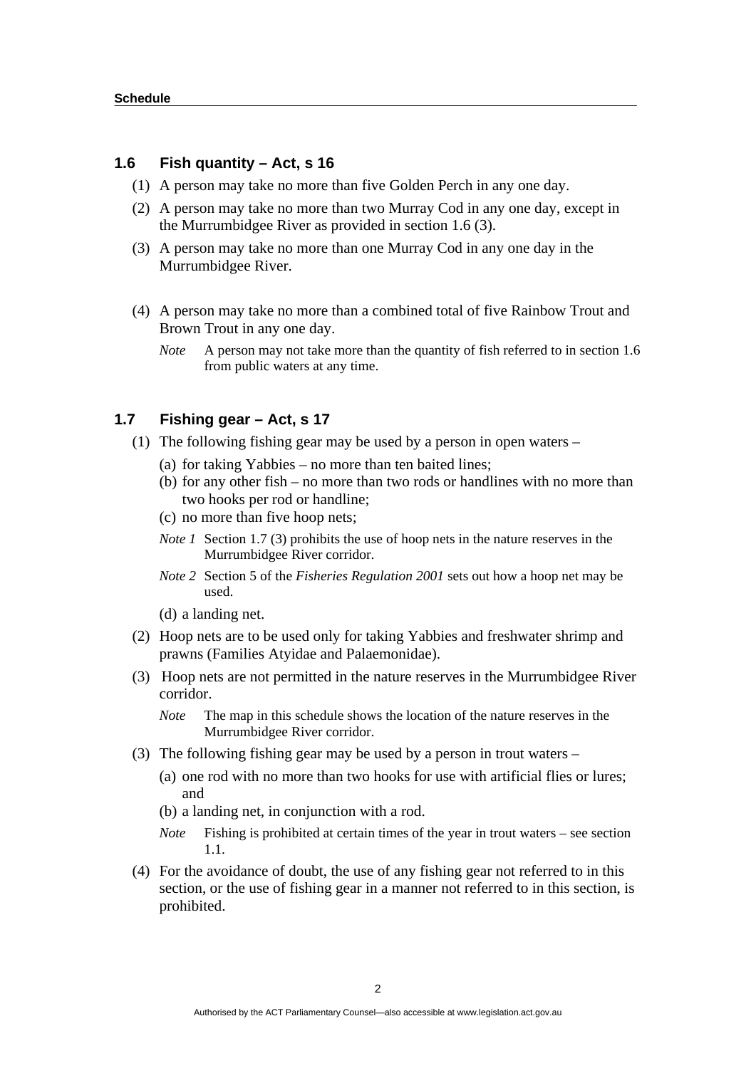## 1.6 Fish quantity – Act, s 16

(1) A person may take no more than five Golden Perch in any one day.

(2) A person may take no more than two Murray Cod in any one day, except in the Murrumbidgee River as provided in section 1.6 (3).

(3) A person may take no more than one Murray Cod in any one day in the Murrumbidgee River.

(4) A person may take no more than a combined total of five Rainbow Trout and Brown Trout in any one day.

*Note* A person may not take more than the quantity of fish referred to in section 1.6 from public waters at any time.

## 1.7 Fishing gear – Act, s 17

(1) The following fishing gear may be used by a person in open waters –

(a) for taking Yabbies – no more than ten baited lines;

(b) for any other fish – no more than two rods or handlines with no more than two hooks per rod or handline;

(c) no more than five hoop nets;

*Note 1* Section 1.7 (3) prohibits the use of hoop nets in the nature reserves in the Murrumbidgee River corridor.

*Note 2* Section 5 of the *Fisheries Regulation 2001* sets out how a hoop net may be used.

(d) a landing net.

(2) Hoop nets are to be used only for taking Yabbies and freshwater shrimp and prawns (Families Atyidae and Palaemonidae).

(3) Hoop nets are not permitted in the nature reserves in the Murrumbidgee River corridor.

*Note* The map in this schedule shows the location of the nature reserves in the Murrumbidgee River corridor.

(3) The following fishing gear may be used by a person in trout waters –

(a) one rod with no more than two hooks for use with artificial flies or lures; and

(b) a landing net, in conjunction with a rod.

*Note* Fishing is prohibited at certain times of the year in trout waters – see section 1.1.

(4) For the avoidance of doubt, the use of any fishing gear not referred to in this section, or the use of fishing gear in a manner not referred to in this section, is prohibited.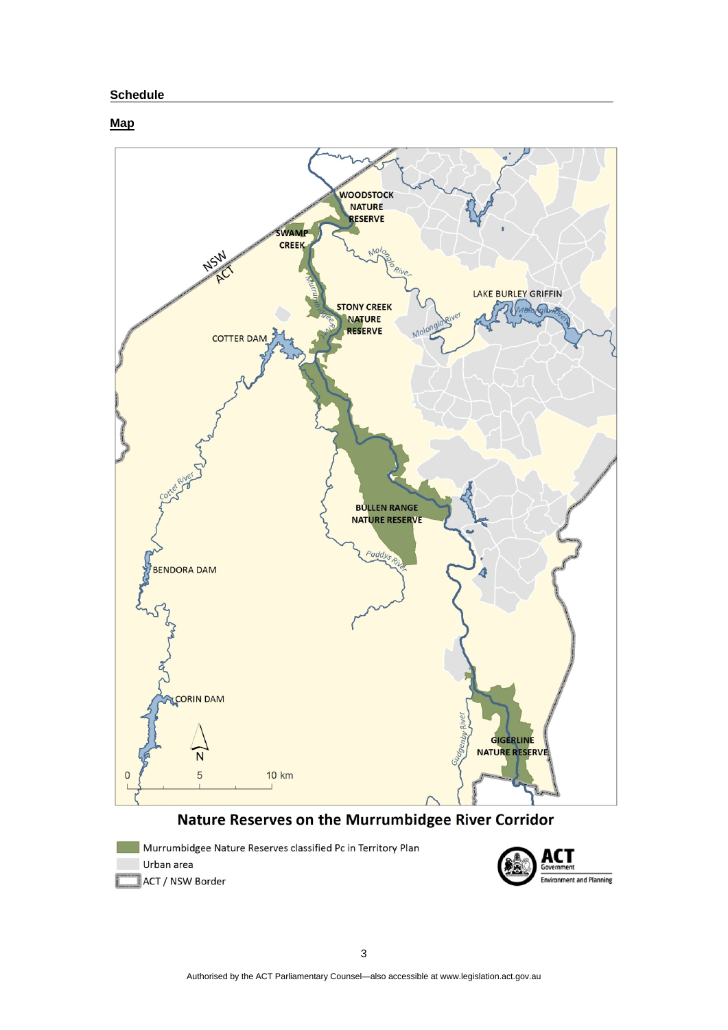## Schedule

### Map

WOODSTOCK NATURE RESERVE

SWAMP CREEK

NSW

ACT

Molonglo River

STONY CREEK NATURE RESERVE

LAKE BURLEY GRIFFIN

Molonglo River

Murrumbidgee River

COTTER DAM

Cotter River

BULLEN RANGE NATURE RESERVE

Paddys River

BENDORA DAM

CORIN DAM

N

0 5 10 km

Gudgenby River

GIGERLINE NATURE RESERVE

**Nature Reserves on the Murrumbidgee River Corridor**

Murrumbidgee Nature Reserves classified Pc in Territory Plan

Urban area

ACT / NSW Border

ACT Government Environment and Planning